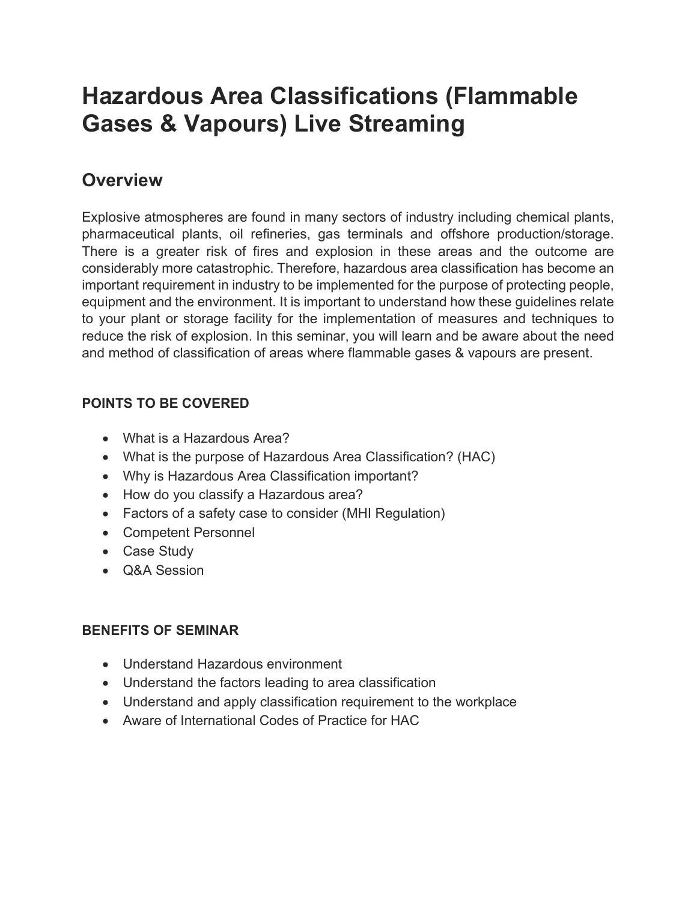# Hazardous Area Classifications (Flammable Gases & Vapours) Live Streaming

## Overview

Explosive atmospheres are found in many sectors of industry including chemical plants, pharmaceutical plants, oil refineries, gas terminals and offshore production/storage. There is a greater risk of fires and explosion in these areas and the outcome are considerably more catastrophic. Therefore, hazardous area classification has become an important requirement in industry to be implemented for the purpose of protecting people, equipment and the environment. It is important to understand how these guidelines relate to your plant or storage facility for the implementation of measures and techniques to reduce the risk of explosion. In this seminar, you will learn and be aware about the need and method of classification of areas where flammable gases & vapours are present.

**POINTS TO BE COVERED**

- What is a Hazardous Area?
- What is the purpose of Hazardous Area Classification? (HAC)
- Why is Hazardous Area Classification important?
- How do you classify a Hazardous area?
- Factors of a safety case to consider (MHI Regulation)
- Competent Personnel
- Case Study
- Q&A Session

**BENEFITS OF SEMINAR**

- Understand Hazardous environment
- Understand the factors leading to area classification
- Understand and apply classification requirement to the workplace
- Aware of International Codes of Practice for HAC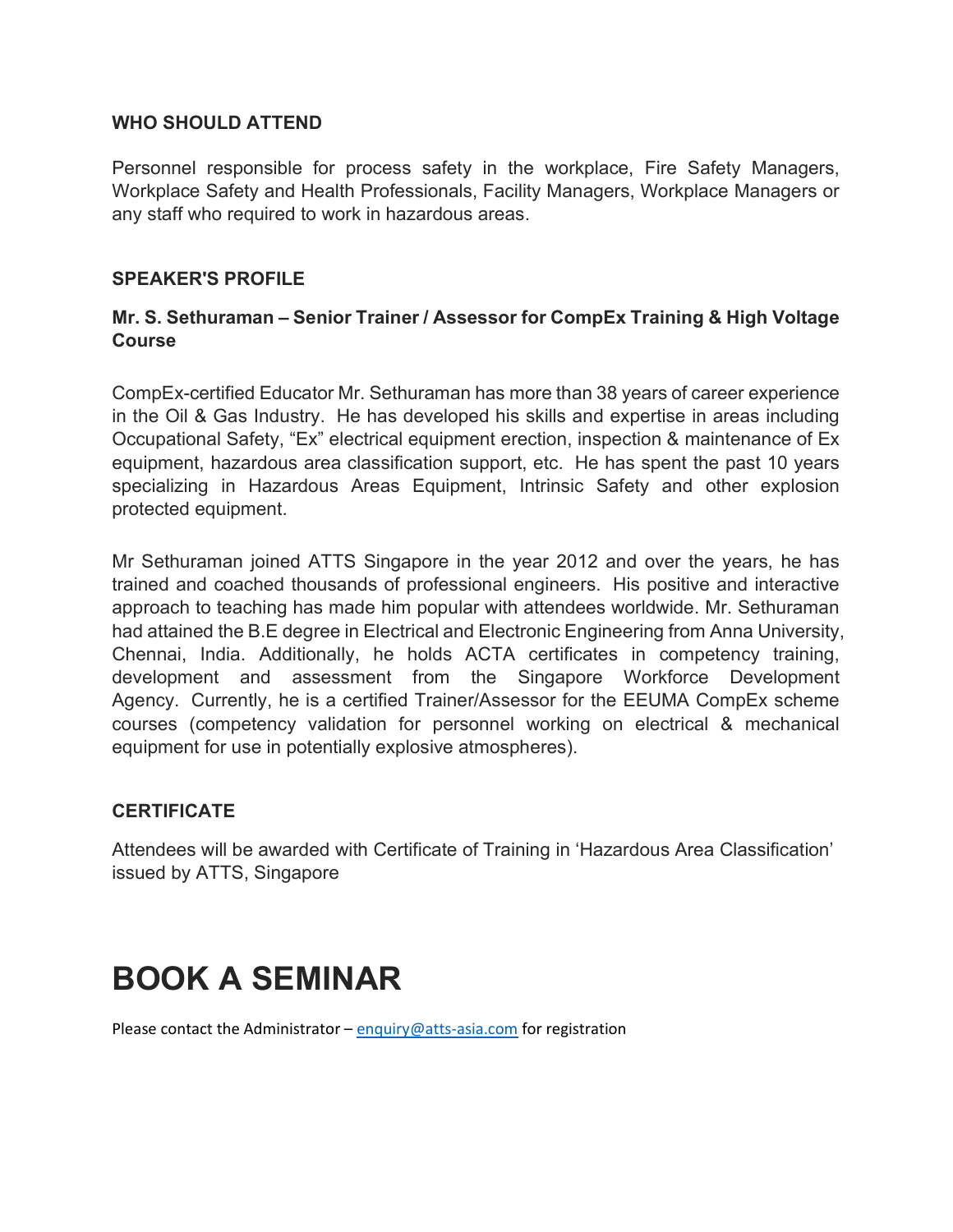## WHO SHOULD ATTEND

Personnel responsible for process safety in the workplace, Fire Safety Managers, Workplace Safety and Health Professionals, Facility Managers, Workplace Managers or any staff who required to work in hazardous areas.

## SPEAKER'S PROFILE

**Mr. S. Sethuraman – Senior Trainer / Assessor for CompEx Training & High Voltage Course**

CompEx-certified Educator Mr. Sethuraman has more than 38 years of career experience in the Oil & Gas Industry. He has developed his skills and expertise in areas including Occupational Safety, "Ex" electrical equipment erection, inspection & maintenance of Ex equipment, hazardous area classification support, etc. He has spent the past 10 years specializing in Hazardous Areas Equipment, Intrinsic Safety and other explosion protected equipment.

Mr Sethuraman joined ATTS Singapore in the year 2012 and over the years, he has trained and coached thousands of professional engineers. His positive and interactive approach to teaching has made him popular with attendees worldwide. Mr. Sethuraman had attained the B.E degree in Electrical and Electronic Engineering from Anna University, Chennai, India. Additionally, he holds ACTA certificates in competency training, development and assessment from the Singapore Workforce Development Agency. Currently, he is a certified Trainer/Assessor for the EEUMA CompEx scheme courses (competency validation for personnel working on electrical & mechanical equipment for use in potentially explosive atmospheres).

## CERTIFICATE

Attendees will be awarded with Certificate of Training in 'Hazardous Area Classification' issued by ATTS, Singapore

# BOOK A SEMINAR

Please contact the Administrator – enquiry@atts-asia.com for registration